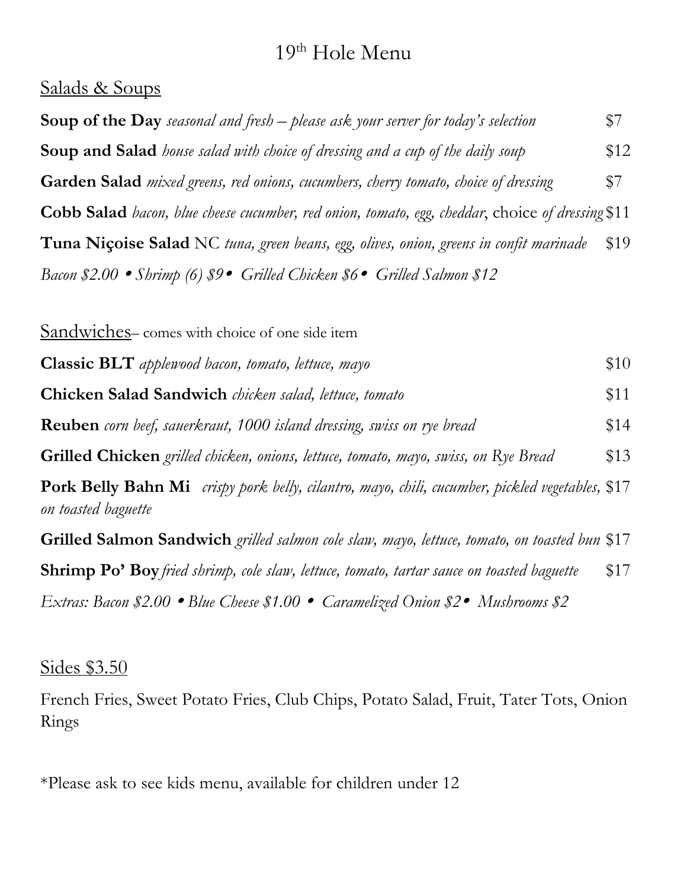# 19th Hole Menu

## Salads & Soups

**Soup of the Day** *seasonal and fresh – please ask your server for today's selection* $7

**Soup and Salad** *house salad with choice of dressing and a cup of the daily soup* $12

**Garden Salad** *mixed greens, red onions, cucumbers, cherry tomato, choice of dressing* $7

**Cobb Salad** *bacon, blue cheese cucumber, red onion, tomato, egg, cheddar*, choice *of dressing* $11

**Tuna Niçoise Salad** NC *tuna, green beans, egg, olives, onion, greens in confit marinade* $19

*Bacon $2.00 • Shrimp (6) $9 • Grilled Chicken $6 • Grilled Salmon $12*

## Sandwiches– comes with choice of one side item

**Classic BLT** *applewood bacon, tomato, lettuce, mayo* $10

**Chicken Salad Sandwich** *chicken salad, lettuce, tomato* $11

**Reuben** *corn beef, sauerkraut, 1000 island dressing, swiss on rye bread* $14

**Grilled Chicken** *grilled chicken, onions, lettuce, tomato, mayo, swiss, on Rye Bread* $13

**Pork Belly Bahn Mi** *crispy pork belly, cilantro, mayo, chili, cucumber, pickled vegetables, on toasted baguette* $17

**Grilled Salmon Sandwich** *grilled salmon cole slaw, mayo, lettuce, tomato, on toasted bun* $17

**Shrimp Po' Boy** *fried shrimp, cole slaw, lettuce, tomato, tartar sauce on toasted baguette* $17

*Extras: Bacon $2.00 • Blue Cheese $1.00 • Caramelized Onion $2 • Mushrooms $2*

## Sides $3.50

French Fries, Sweet Potato Fries, Club Chips, Potato Salad, Fruit, Tater Tots, Onion Rings

*Please ask to see kids menu, available for children under 12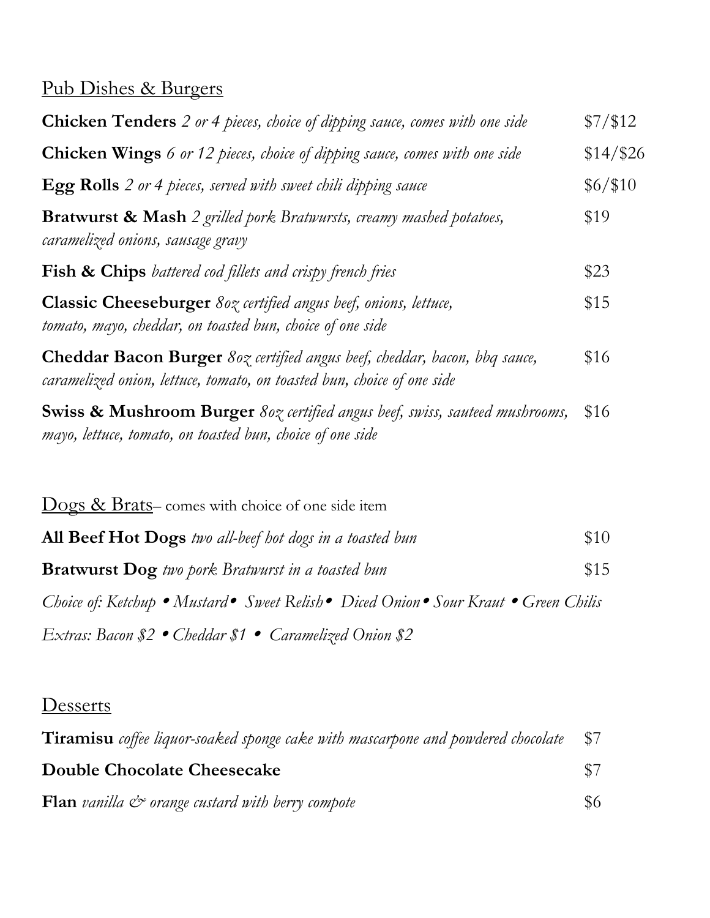## Pub Dishes & Burgers

| | |
|---|---|
| **Chicken Tenders** *2 or 4 pieces, choice of dipping sauce, comes with one side* | $7/$12 |
| **Chicken Wings** *6 or 12 pieces, choice of dipping sauce, comes with one side* | $14/$26 |
| **Egg Rolls** *2 or 4 pieces, served with sweet chili dipping sauce* | $6/$10 |
| **Bratwurst & Mash** *2 grilled pork Bratwursts, creamy mashed potatoes, caramelized onions, sausage gravy* | $19 |
| **Fish & Chips** *battered cod fillets and crispy french fries* | $23 |
| **Classic Cheeseburger** *8oz certified angus beef, onions, lettuce, tomato, mayo, cheddar, on toasted bun, choice of one side* | $15 |
| **Cheddar Bacon Burger** *8oz certified angus beef, cheddar, bacon, bbq sauce, caramelized onion, lettuce, tomato, on toasted bun, choice of one side* | $16 |
| **Swiss & Mushroom Burger** *8oz certified angus beef, swiss, sauteed mushrooms, mayo, lettuce, tomato, on toasted bun, choice of one side* | $16 |

## Dogs & Brats– comes with choice of one side item

| | |
|---|---|
| **All Beef Hot Dogs** *two all-beef hot dogs in a toasted bun* | $10 |
| **Bratwurst Dog** *two pork Bratwurst in a toasted bun* | $15 |

*Choice of: Ketchup • Mustard • Sweet Relish • Diced Onion • Sour Kraut • Green Chilis*

*Extras: Bacon $2 • Cheddar $1 • Caramelized Onion $2*

## Desserts

| | |
|---|---|
| **Tiramisu** *coffee liquor-soaked sponge cake with mascarpone and powdered chocolate* | $7 |
| **Double Chocolate Cheesecake** | $7 |
| **Flan** *vanilla & orange custard with berry compote* | $6 |